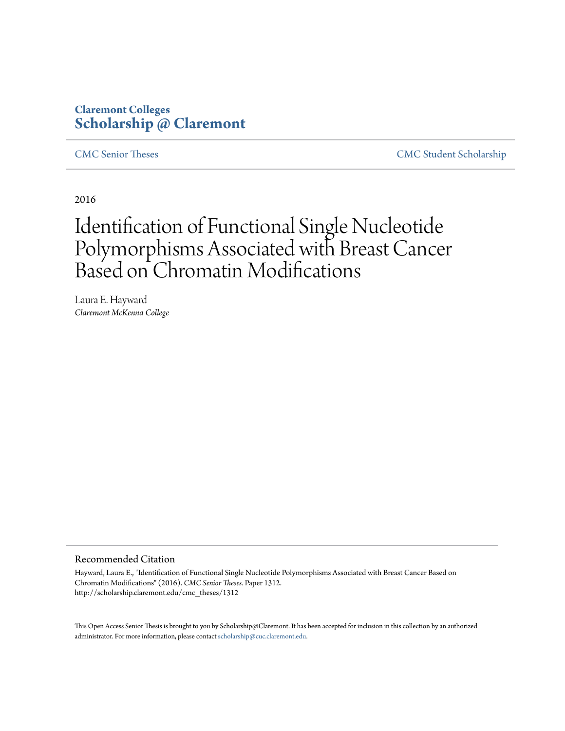**Claremont Colleges**
**Scholarship @ Claremont**

CMC Senior Theses CMC Student Scholarship

2016

# Identification of Functional Single Nucleotide Polymorphisms Associated with Breast Cancer Based on Chromatin Modifications

Laura E. Hayward
*Claremont McKenna College*

## Recommended Citation

Hayward, Laura E., "Identification of Functional Single Nucleotide Polymorphisms Associated with Breast Cancer Based on Chromatin Modifications" (2016). *CMC Senior Theses.* Paper 1312.
http://scholarship.claremont.edu/cmc_theses/1312

This Open Access Senior Thesis is brought to you by Scholarship@Claremont. It has been accepted for inclusion in this collection by an authorized administrator. For more information, please contact scholarship@cuc.claremont.edu.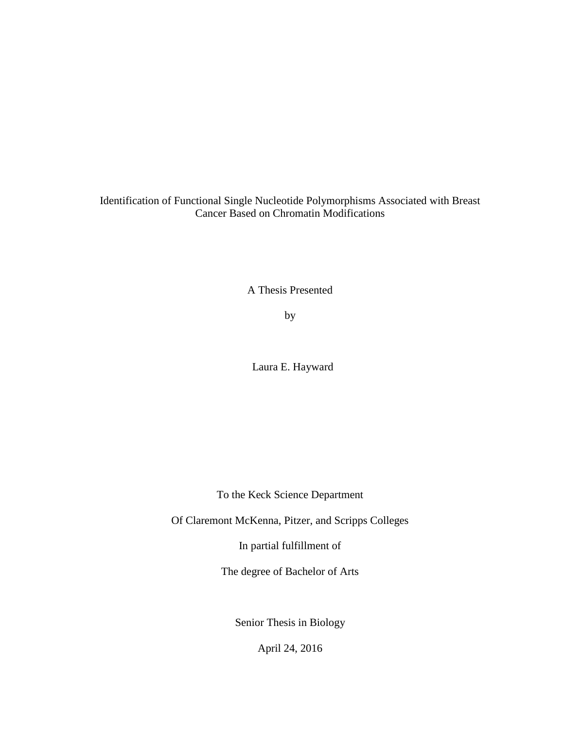# Identification of Functional Single Nucleotide Polymorphisms Associated with Breast Cancer Based on Chromatin Modifications

A Thesis Presented

by

Laura E. Hayward

To the Keck Science Department

Of Claremont McKenna, Pitzer, and Scripps Colleges

In partial fulfillment of

The degree of Bachelor of Arts

Senior Thesis in Biology

April 24, 2016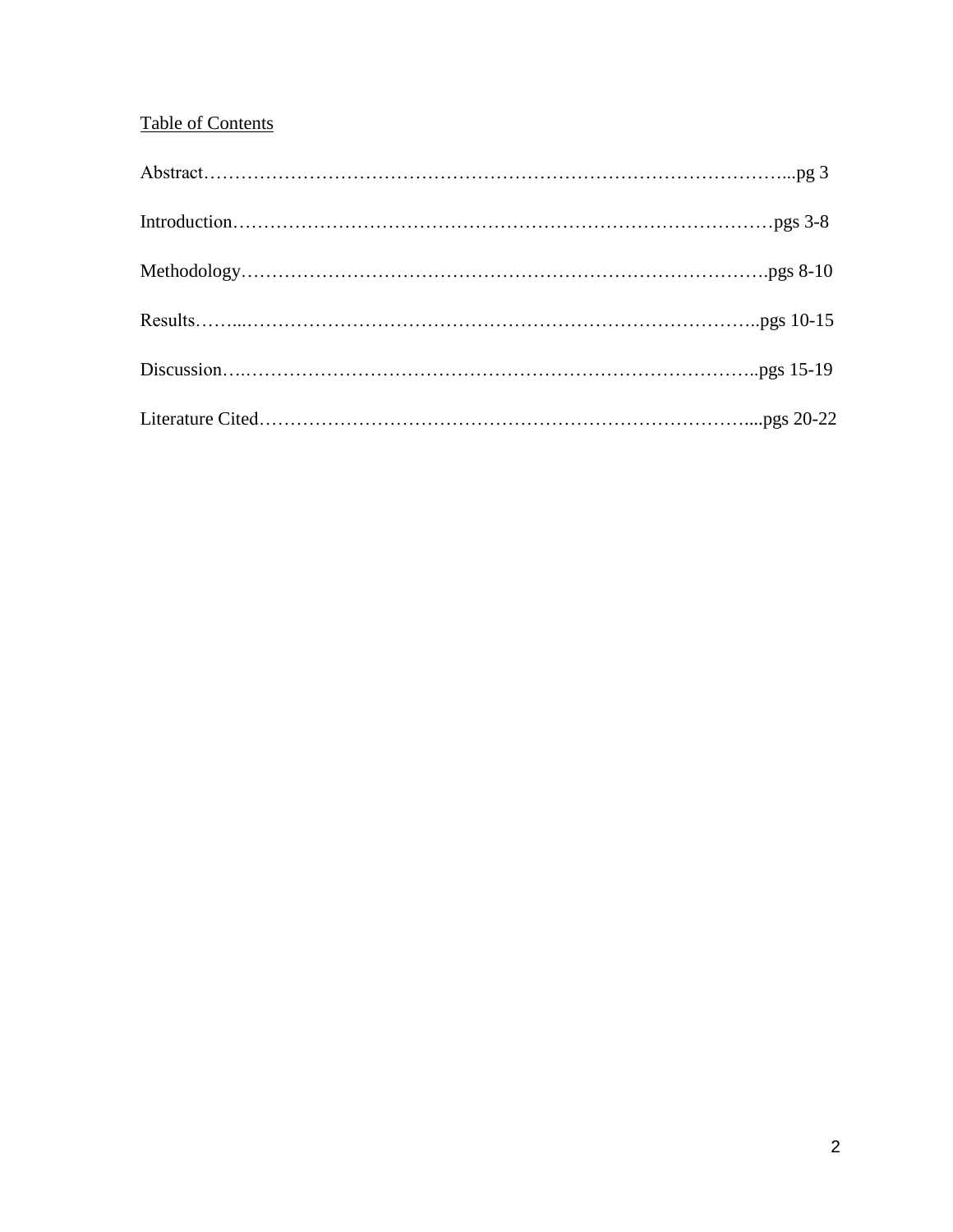Table of Contents

Abstract……………………………………………………………………………………...pg 3

Introduction………………………………………………………………………………pgs 3-8

Methodology…………………………………………………………………………….pgs 8-10

Results……...……………………………………………………………………………..pgs 10-15

Discussion….……………………………………………………………………………..pgs 15-19

Literature Cited…………………………………………………………………………....pgs 20-22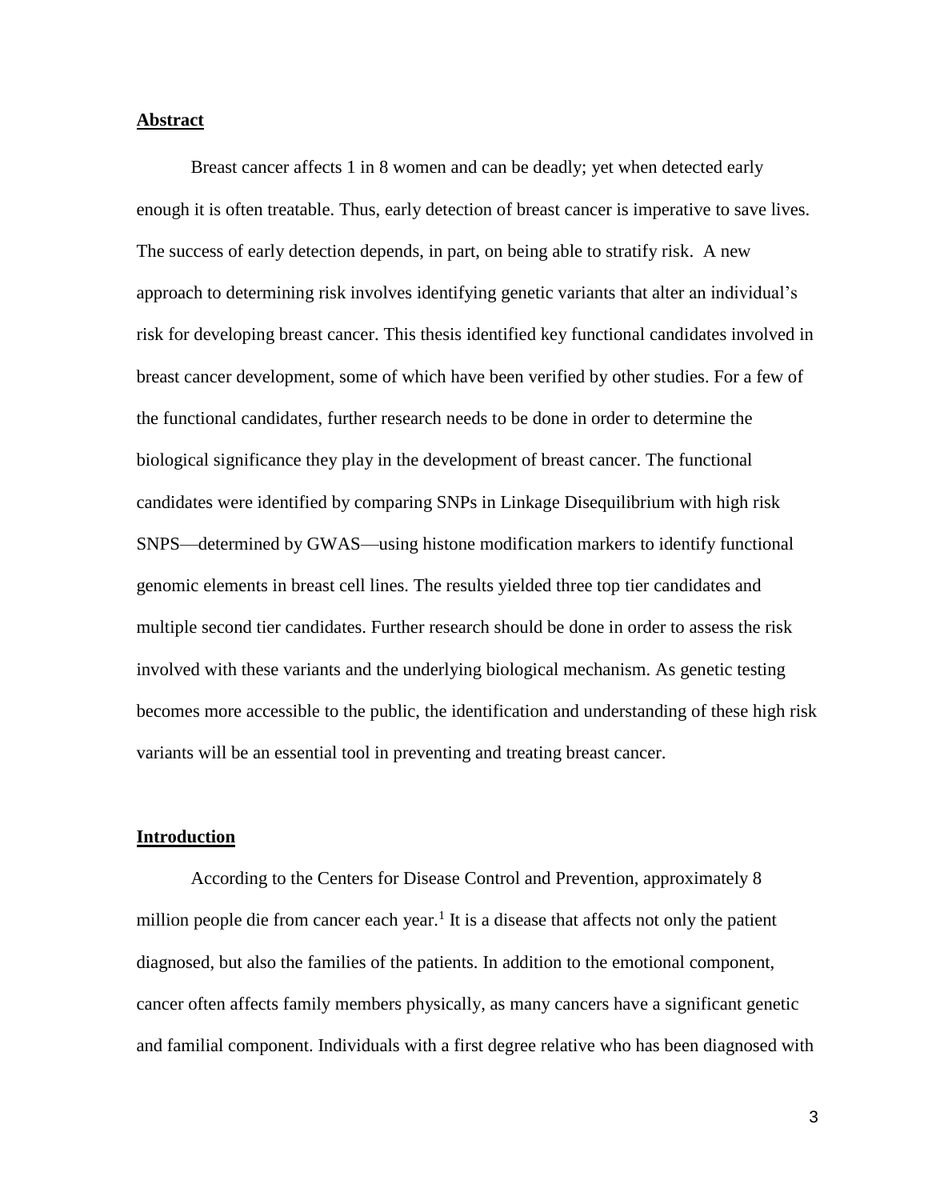## Abstract

Breast cancer affects 1 in 8 women and can be deadly; yet when detected early enough it is often treatable. Thus, early detection of breast cancer is imperative to save lives. The success of early detection depends, in part, on being able to stratify risk. A new approach to determining risk involves identifying genetic variants that alter an individual's risk for developing breast cancer. This thesis identified key functional candidates involved in breast cancer development, some of which have been verified by other studies. For a few of the functional candidates, further research needs to be done in order to determine the biological significance they play in the development of breast cancer. The functional candidates were identified by comparing SNPs in Linkage Disequilibrium with high risk SNPS—determined by GWAS—using histone modification markers to identify functional genomic elements in breast cell lines. The results yielded three top tier candidates and multiple second tier candidates. Further research should be done in order to assess the risk involved with these variants and the underlying biological mechanism. As genetic testing becomes more accessible to the public, the identification and understanding of these high risk variants will be an essential tool in preventing and treating breast cancer.

## Introduction

According to the Centers for Disease Control and Prevention, approximately 8 million people die from cancer each year.[1] It is a disease that affects not only the patient diagnosed, but also the families of the patients. In addition to the emotional component, cancer often affects family members physically, as many cancers have a significant genetic and familial component. Individuals with a first degree relative who has been diagnosed with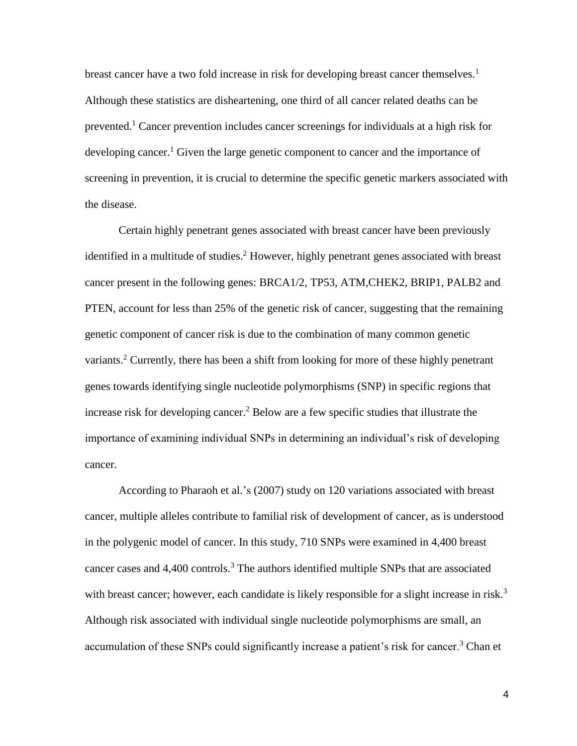breast cancer have a two fold increase in risk for developing breast cancer themselves.[1] Although these statistics are disheartening, one third of all cancer related deaths can be prevented.[1] Cancer prevention includes cancer screenings for individuals at a high risk for developing cancer.[1] Given the large genetic component to cancer and the importance of screening in prevention, it is crucial to determine the specific genetic markers associated with the disease.

Certain highly penetrant genes associated with breast cancer have been previously identified in a multitude of studies.[2] However, highly penetrant genes associated with breast cancer present in the following genes: BRCA1/2, TP53, ATM,CHEK2, BRIP1, PALB2 and PTEN, account for less than 25% of the genetic risk of cancer, suggesting that the remaining genetic component of cancer risk is due to the combination of many common genetic variants.[2] Currently, there has been a shift from looking for more of these highly penetrant genes towards identifying single nucleotide polymorphisms (SNP) in specific regions that increase risk for developing cancer.[2] Below are a few specific studies that illustrate the importance of examining individual SNPs in determining an individual's risk of developing cancer.

According to Pharaoh et al.'s (2007) study on 120 variations associated with breast cancer, multiple alleles contribute to familial risk of development of cancer, as is understood in the polygenic model of cancer. In this study, 710 SNPs were examined in 4,400 breast cancer cases and 4,400 controls.[3] The authors identified multiple SNPs that are associated with breast cancer; however, each candidate is likely responsible for a slight increase in risk.[3] Although risk associated with individual single nucleotide polymorphisms are small, an accumulation of these SNPs could significantly increase a patient's risk for cancer.[3] Chan et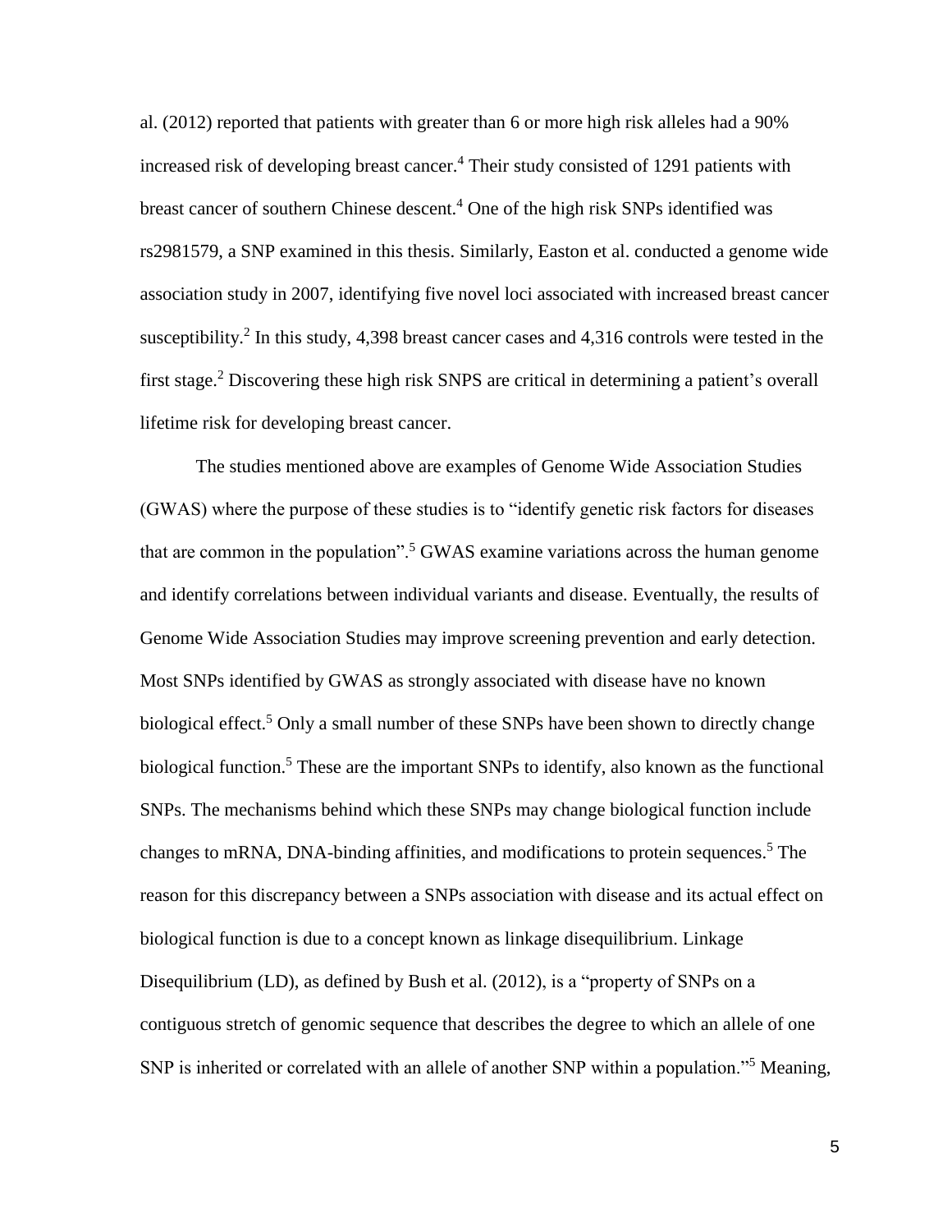al. (2012) reported that patients with greater than 6 or more high risk alleles had a 90% increased risk of developing breast cancer.[4] Their study consisted of 1291 patients with breast cancer of southern Chinese descent.[4] One of the high risk SNPs identified was rs2981579, a SNP examined in this thesis. Similarly, Easton et al. conducted a genome wide association study in 2007, identifying five novel loci associated with increased breast cancer susceptibility.[2] In this study, 4,398 breast cancer cases and 4,316 controls were tested in the first stage.[2] Discovering these high risk SNPS are critical in determining a patient's overall lifetime risk for developing breast cancer.

The studies mentioned above are examples of Genome Wide Association Studies (GWAS) where the purpose of these studies is to "identify genetic risk factors for diseases that are common in the population".[5] GWAS examine variations across the human genome and identify correlations between individual variants and disease. Eventually, the results of Genome Wide Association Studies may improve screening prevention and early detection. Most SNPs identified by GWAS as strongly associated with disease have no known biological effect.[5] Only a small number of these SNPs have been shown to directly change biological function.[5] These are the important SNPs to identify, also known as the functional SNPs. The mechanisms behind which these SNPs may change biological function include changes to mRNA, DNA-binding affinities, and modifications to protein sequences.[5] The reason for this discrepancy between a SNPs association with disease and its actual effect on biological function is due to a concept known as linkage disequilibrium. Linkage Disequilibrium (LD), as defined by Bush et al. (2012), is a "property of SNPs on a contiguous stretch of genomic sequence that describes the degree to which an allele of one SNP is inherited or correlated with an allele of another SNP within a population."[5] Meaning,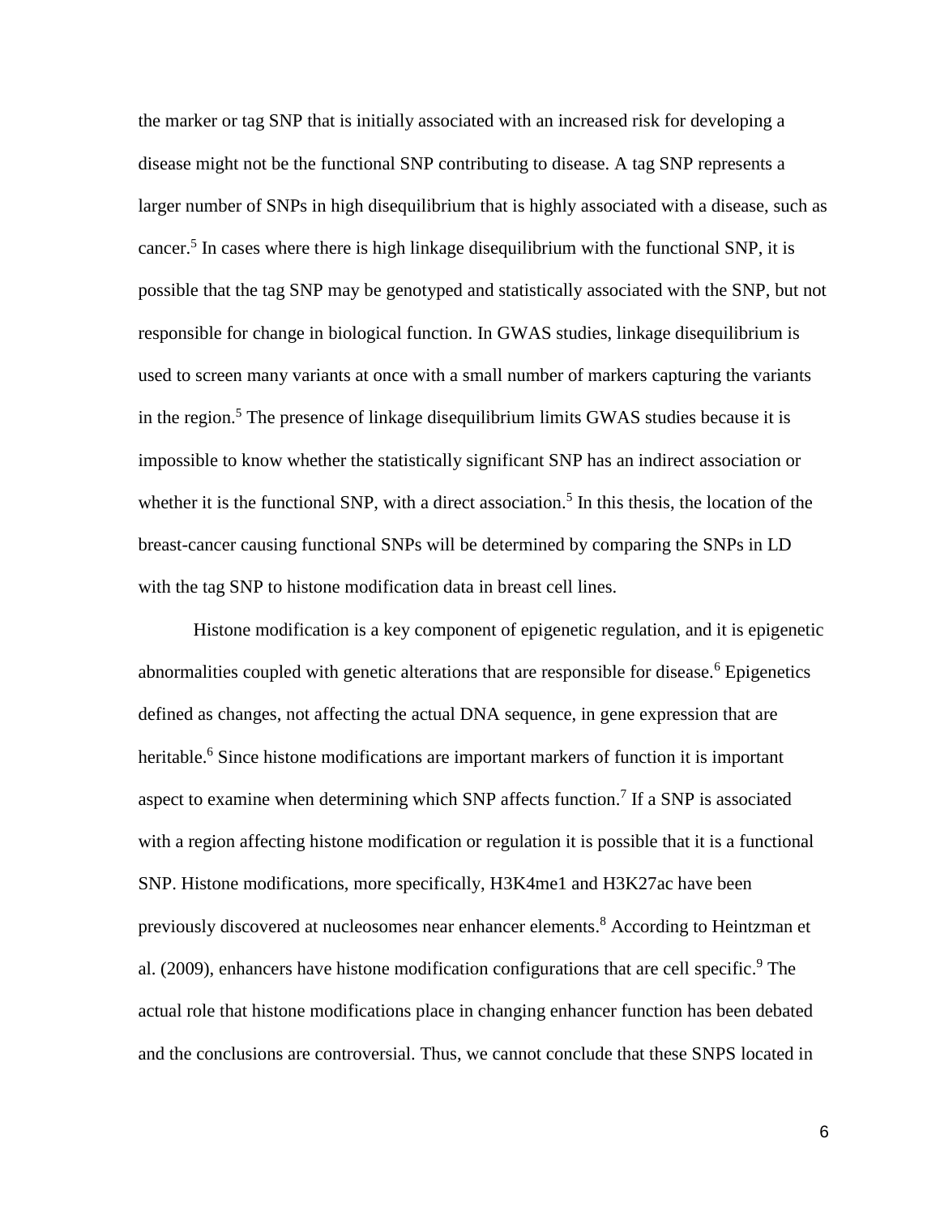the marker or tag SNP that is initially associated with an increased risk for developing a disease might not be the functional SNP contributing to disease. A tag SNP represents a larger number of SNPs in high disequilibrium that is highly associated with a disease, such as cancer.[5] In cases where there is high linkage disequilibrium with the functional SNP, it is possible that the tag SNP may be genotyped and statistically associated with the SNP, but not responsible for change in biological function. In GWAS studies, linkage disequilibrium is used to screen many variants at once with a small number of markers capturing the variants in the region.[5] The presence of linkage disequilibrium limits GWAS studies because it is impossible to know whether the statistically significant SNP has an indirect association or whether it is the functional SNP, with a direct association.[5] In this thesis, the location of the breast-cancer causing functional SNPs will be determined by comparing the SNPs in LD with the tag SNP to histone modification data in breast cell lines.

Histone modification is a key component of epigenetic regulation, and it is epigenetic abnormalities coupled with genetic alterations that are responsible for disease.[6] Epigenetics defined as changes, not affecting the actual DNA sequence, in gene expression that are heritable.[6] Since histone modifications are important markers of function it is important aspect to examine when determining which SNP affects function.[7] If a SNP is associated with a region affecting histone modification or regulation it is possible that it is a functional SNP. Histone modifications, more specifically, H3K4me1 and H3K27ac have been previously discovered at nucleosomes near enhancer elements.[8] According to Heintzman et al. (2009), enhancers have histone modification configurations that are cell specific.[9] The actual role that histone modifications place in changing enhancer function has been debated and the conclusions are controversial. Thus, we cannot conclude that these SNPS located in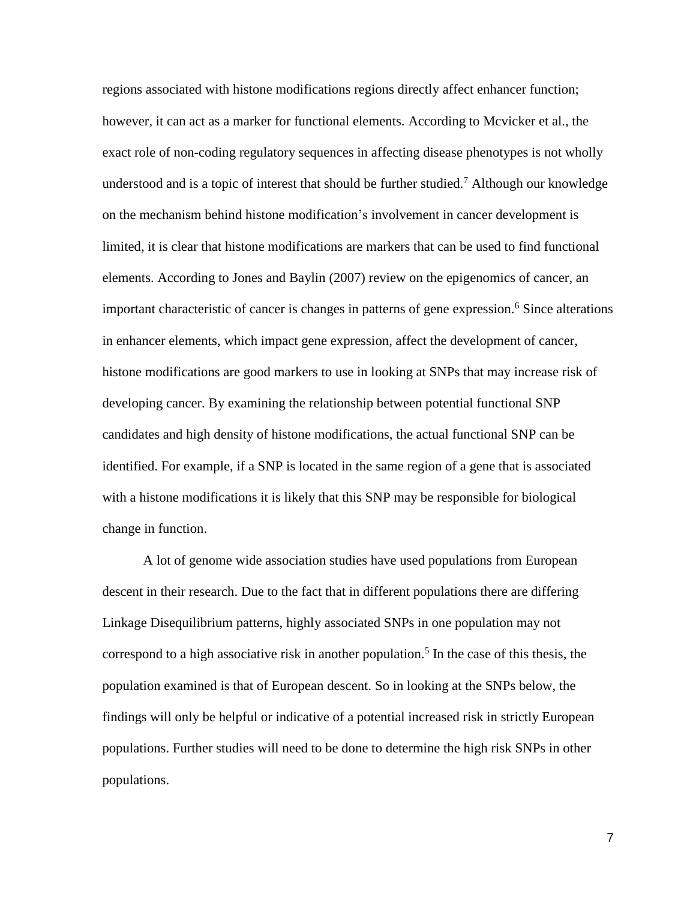regions associated with histone modifications regions directly affect enhancer function; however, it can act as a marker for functional elements. According to Mcvicker et al., the exact role of non-coding regulatory sequences in affecting disease phenotypes is not wholly understood and is a topic of interest that should be further studied.[7] Although our knowledge on the mechanism behind histone modification's involvement in cancer development is limited, it is clear that histone modifications are markers that can be used to find functional elements. According to Jones and Baylin (2007) review on the epigenomics of cancer, an important characteristic of cancer is changes in patterns of gene expression.[6] Since alterations in enhancer elements, which impact gene expression, affect the development of cancer, histone modifications are good markers to use in looking at SNPs that may increase risk of developing cancer. By examining the relationship between potential functional SNP candidates and high density of histone modifications, the actual functional SNP can be identified. For example, if a SNP is located in the same region of a gene that is associated with a histone modifications it is likely that this SNP may be responsible for biological change in function.

A lot of genome wide association studies have used populations from European descent in their research. Due to the fact that in different populations there are differing Linkage Disequilibrium patterns, highly associated SNPs in one population may not correspond to a high associative risk in another population.[5] In the case of this thesis, the population examined is that of European descent. So in looking at the SNPs below, the findings will only be helpful or indicative of a potential increased risk in strictly European populations. Further studies will need to be done to determine the high risk SNPs in other populations.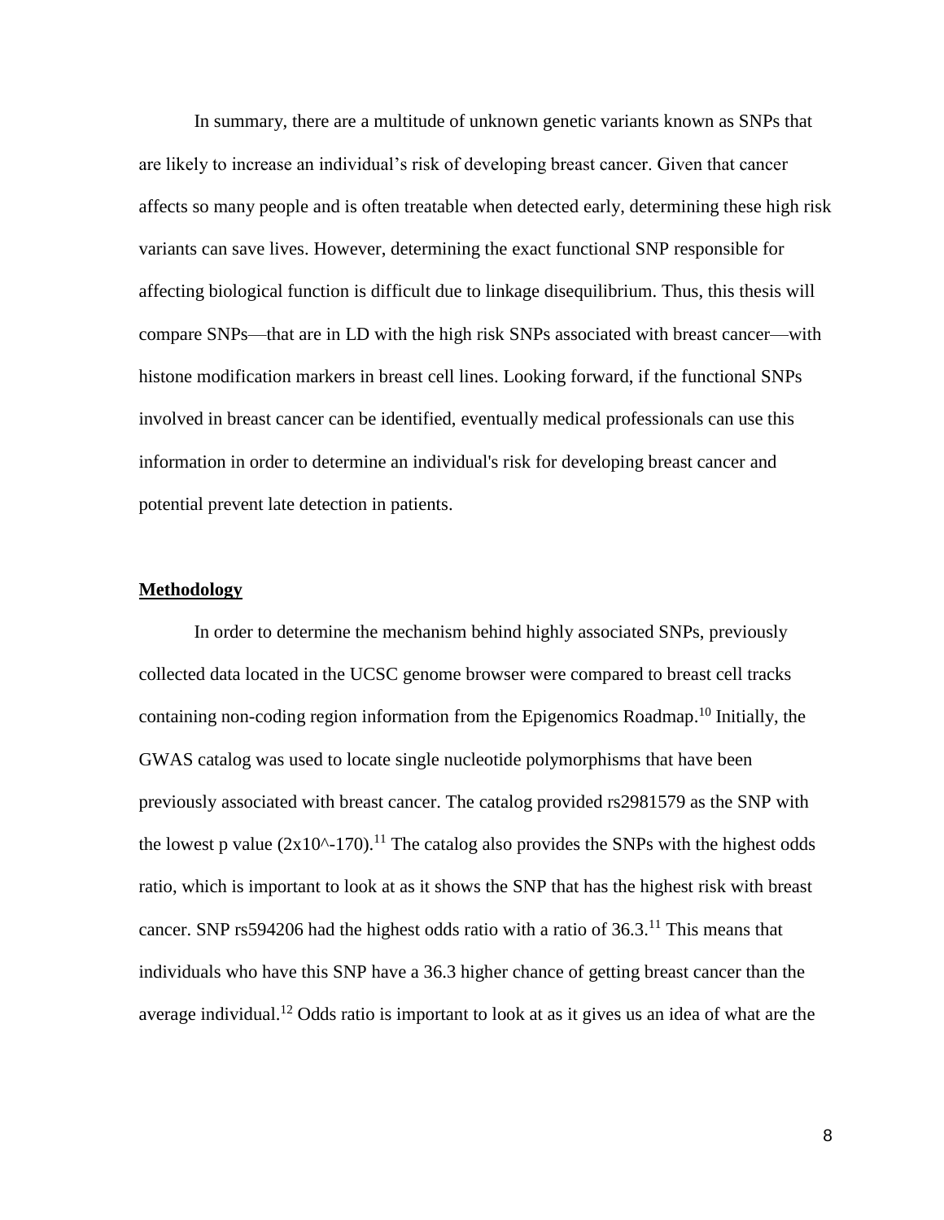In summary, there are a multitude of unknown genetic variants known as SNPs that are likely to increase an individual's risk of developing breast cancer. Given that cancer affects so many people and is often treatable when detected early, determining these high risk variants can save lives. However, determining the exact functional SNP responsible for affecting biological function is difficult due to linkage disequilibrium. Thus, this thesis will compare SNPs—that are in LD with the high risk SNPs associated with breast cancer—with histone modification markers in breast cell lines. Looking forward, if the functional SNPs involved in breast cancer can be identified, eventually medical professionals can use this information in order to determine an individual's risk for developing breast cancer and potential prevent late detection in patients.

## Methodology

In order to determine the mechanism behind highly associated SNPs, previously collected data located in the UCSC genome browser were compared to breast cell tracks containing non-coding region information from the Epigenomics Roadmap.[10] Initially, the GWAS catalog was used to locate single nucleotide polymorphisms that have been previously associated with breast cancer. The catalog provided rs2981579 as the SNP with the lowest p value (2x10^-170).[11] The catalog also provides the SNPs with the highest odds ratio, which is important to look at as it shows the SNP that has the highest risk with breast cancer. SNP rs594206 had the highest odds ratio with a ratio of 36.3.[11] This means that individuals who have this SNP have a 36.3 higher chance of getting breast cancer than the average individual.[12] Odds ratio is important to look at as it gives us an idea of what are the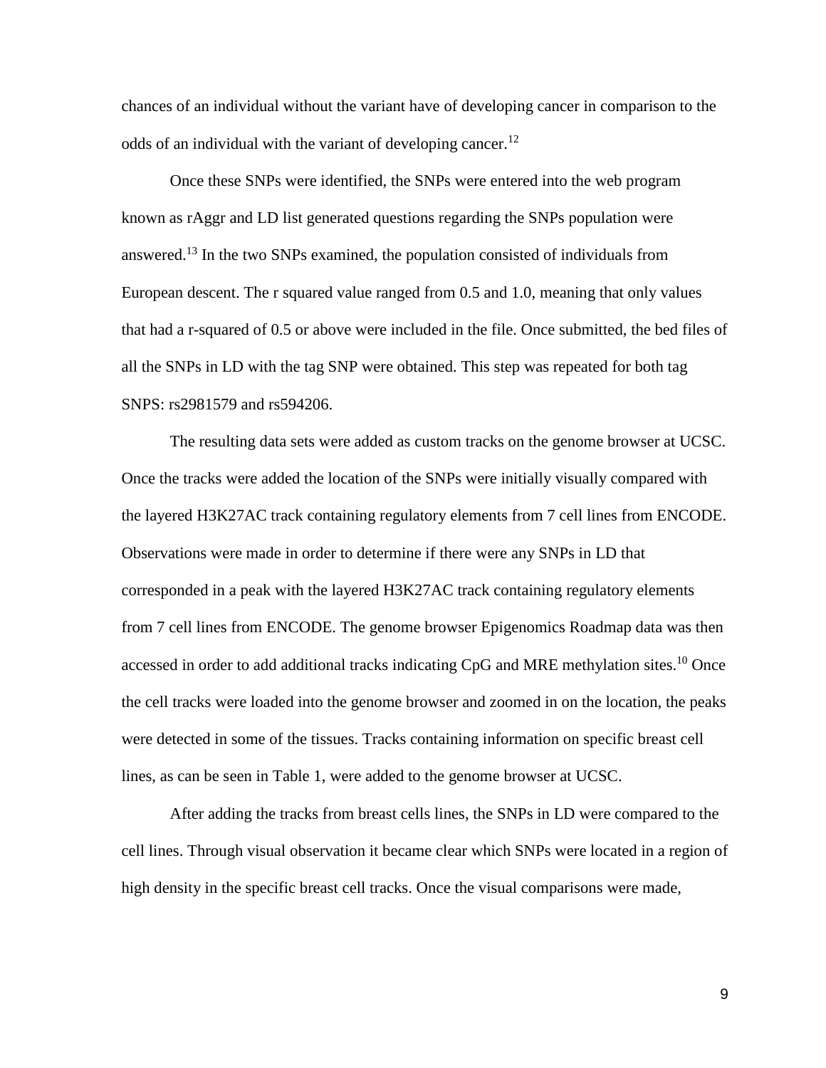chances of an individual without the variant have of developing cancer in comparison to the odds of an individual with the variant of developing cancer.[12]

Once these SNPs were identified, the SNPs were entered into the web program known as rAggr and LD list generated questions regarding the SNPs population were answered.[13] In the two SNPs examined, the population consisted of individuals from European descent. The r squared value ranged from 0.5 and 1.0, meaning that only values that had a r-squared of 0.5 or above were included in the file. Once submitted, the bed files of all the SNPs in LD with the tag SNP were obtained. This step was repeated for both tag SNPS: rs2981579 and rs594206.

The resulting data sets were added as custom tracks on the genome browser at UCSC. Once the tracks were added the location of the SNPs were initially visually compared with the layered H3K27AC track containing regulatory elements from 7 cell lines from ENCODE. Observations were made in order to determine if there were any SNPs in LD that corresponded in a peak with the layered H3K27AC track containing regulatory elements from 7 cell lines from ENCODE. The genome browser Epigenomics Roadmap data was then accessed in order to add additional tracks indicating CpG and MRE methylation sites.[10] Once the cell tracks were loaded into the genome browser and zoomed in on the location, the peaks were detected in some of the tissues. Tracks containing information on specific breast cell lines, as can be seen in Table 1, were added to the genome browser at UCSC.

After adding the tracks from breast cells lines, the SNPs in LD were compared to the cell lines. Through visual observation it became clear which SNPs were located in a region of high density in the specific breast cell tracks. Once the visual comparisons were made,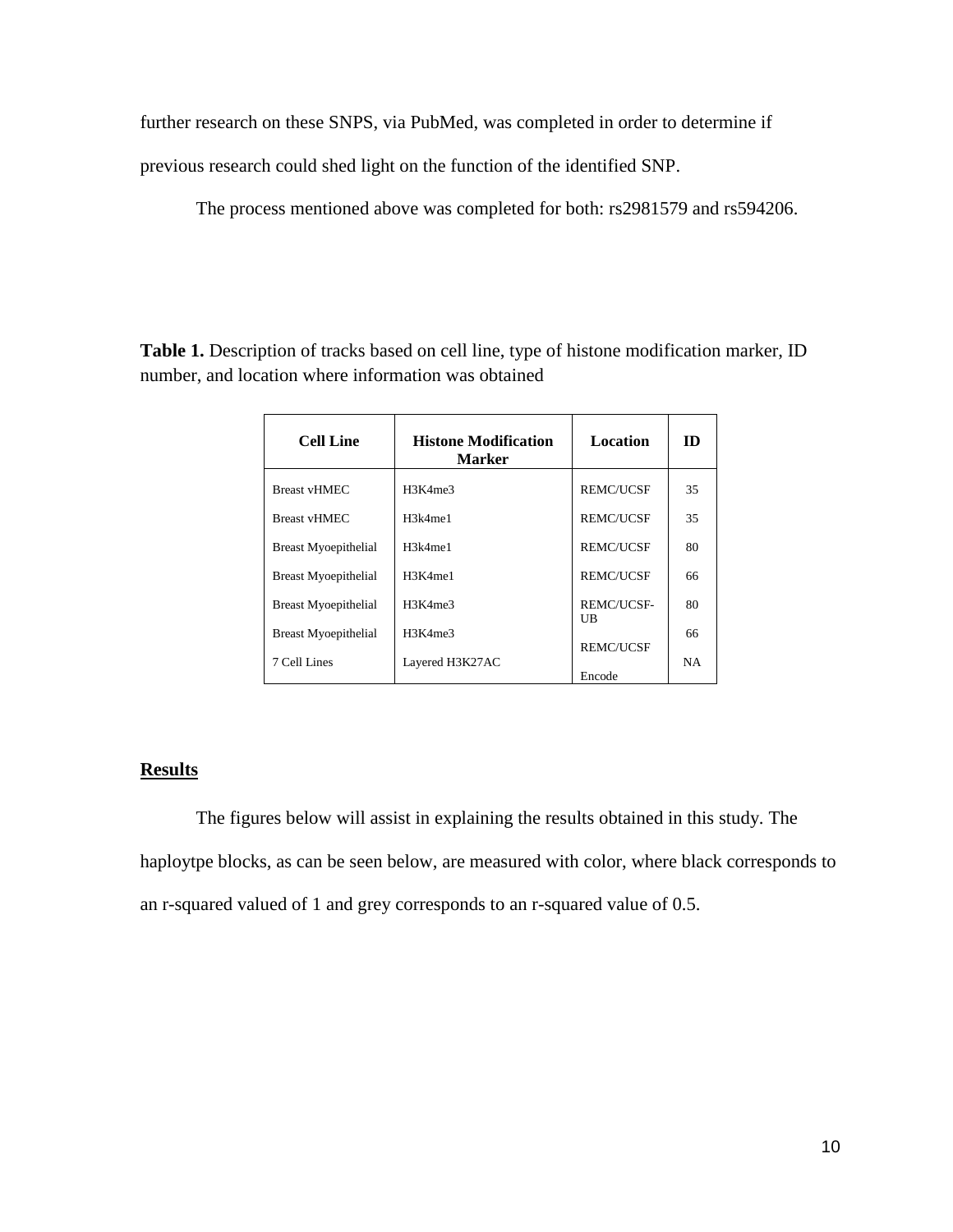further research on these SNPS, via PubMed, was completed in order to determine if previous research could shed light on the function of the identified SNP.

The process mentioned above was completed for both: rs2981579 and rs594206.

**Table 1.** Description of tracks based on cell line, type of histone modification marker, ID number, and location where information was obtained

| Cell Line | Histone Modification Marker | Location | ID |
|---|---|---|---|
| Breast vHMEC | H3K4me3 | REMC/UCSF | 35 |
| Breast vHMEC | H3k4me1 | REMC/UCSF | 35 |
| Breast Myoepithelial | H3k4me1 | REMC/UCSF | 80 |
| Breast Myoepithelial | H3K4me1 | REMC/UCSF | 66 |
| Breast Myoepithelial | H3K4me3 | REMC/UCSF-UB | 80 |
| Breast Myoepithelial | H3K4me3 | REMC/UCSF | 66 |
| 7 Cell Lines | Layered H3K27AC | Encode | NA |

## Results

The figures below will assist in explaining the results obtained in this study. The haploytpe blocks, as can be seen below, are measured with color, where black corresponds to an r-squared valued of 1 and grey corresponds to an r-squared value of 0.5.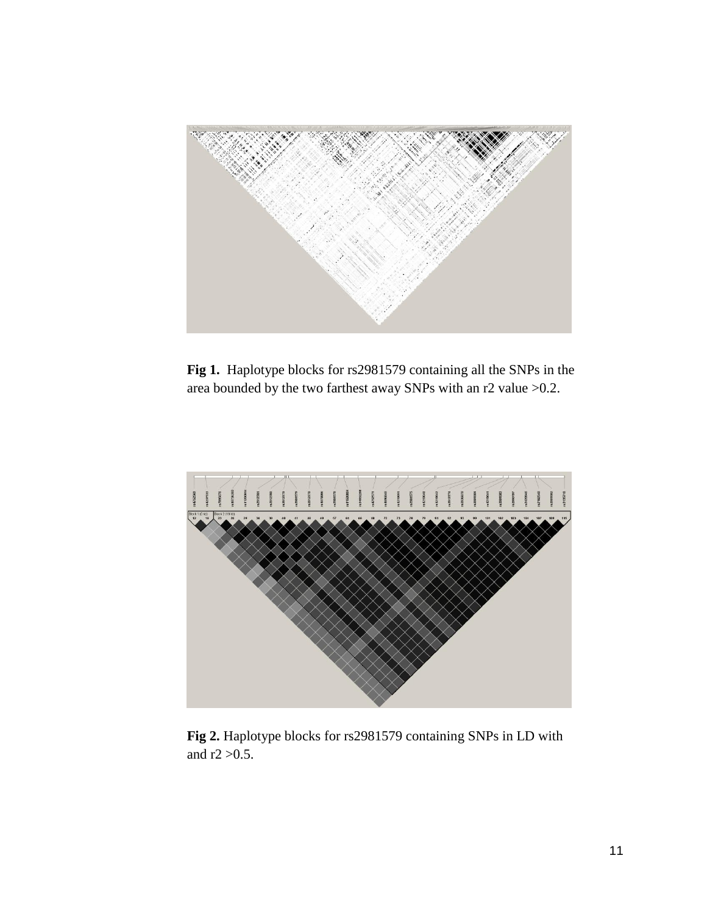**Fig 1.** Haplotype blocks for rs2981579 containing all the SNPs in the area bounded by the two farthest away SNPs with an r2 value >0.2.

**Fig 2.** Haplotype blocks for rs2981579 containing SNPs in LD with and r2 >0.5.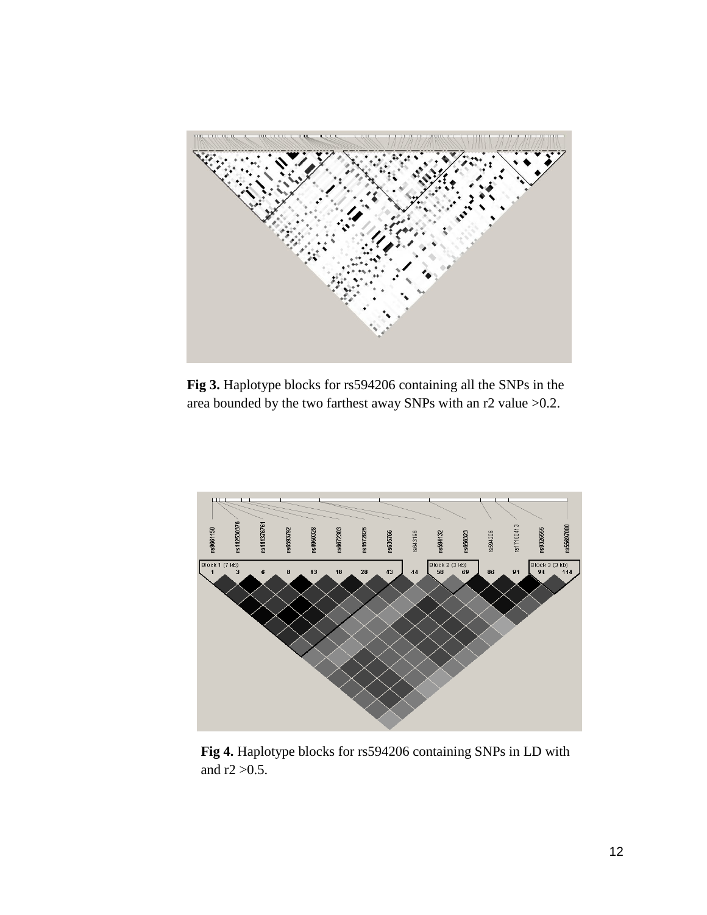**Fig 3.** Haplotype blocks for rs594206 containing all the SNPs in the area bounded by the two farthest away SNPs with an r2 value >0.2.

**Fig 4.** Haplotype blocks for rs594206 containing SNPs in LD with and r2 >0.5.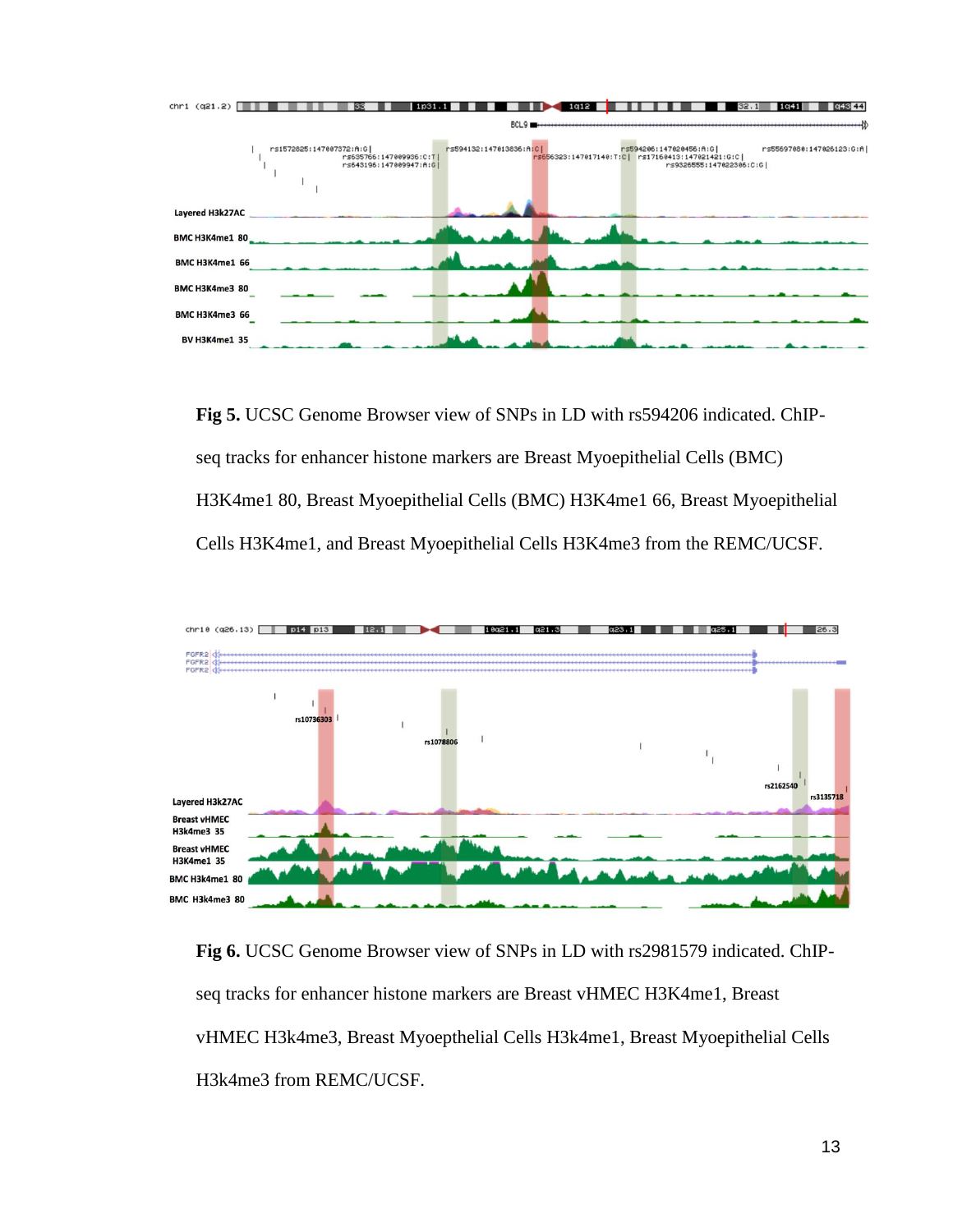**Fig 5.** UCSC Genome Browser view of SNPs in LD with rs594206 indicated. ChIP-seq tracks for enhancer histone markers are Breast Myoepithelial Cells (BMC) H3K4me1 80, Breast Myoepithelial Cells (BMC) H3K4me1 66, Breast Myoepithelial Cells H3K4me1, and Breast Myoepithelial Cells H3K4me3 from the REMC/UCSF.

**Fig 6.** UCSC Genome Browser view of SNPs in LD with rs2981579 indicated. ChIP-seq tracks for enhancer histone markers are Breast vHMEC H3K4me1, Breast vHMEC H3k4me3, Breast Myoepthelial Cells H3k4me1, Breast Myoepithelial Cells H3k4me3 from REMC/UCSF.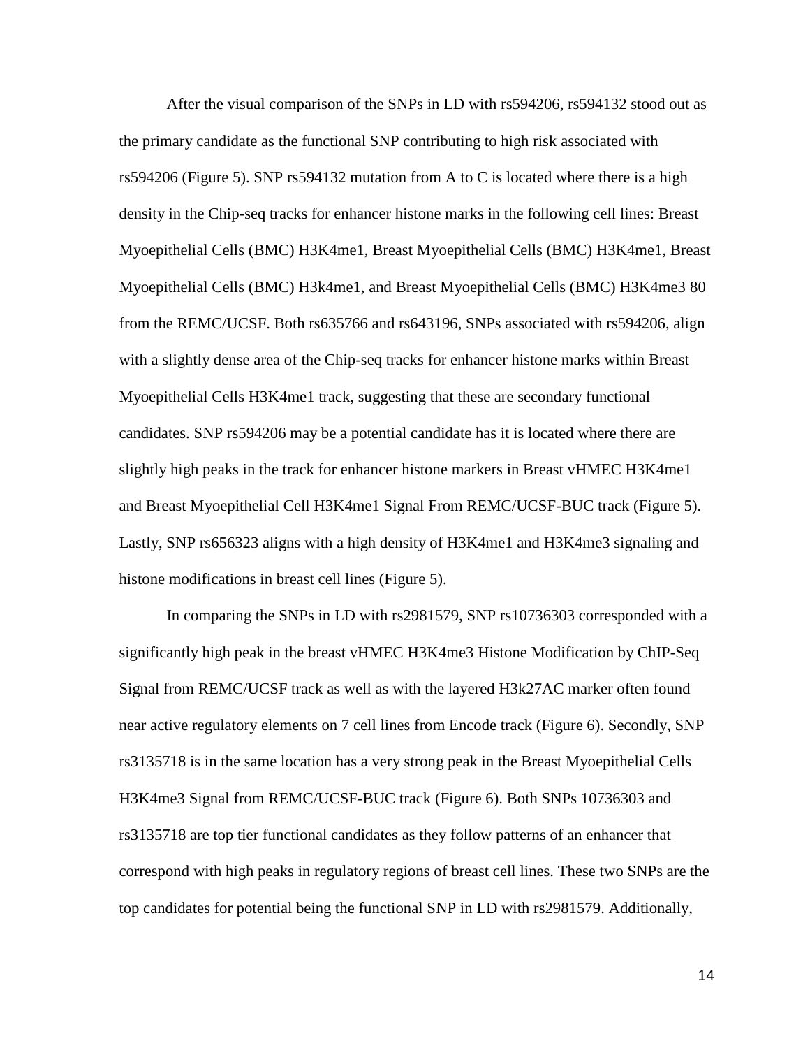After the visual comparison of the SNPs in LD with rs594206, rs594132 stood out as the primary candidate as the functional SNP contributing to high risk associated with rs594206 (Figure 5). SNP rs594132 mutation from A to C is located where there is a high density in the Chip-seq tracks for enhancer histone marks in the following cell lines: Breast Myoepithelial Cells (BMC) H3K4me1, Breast Myoepithelial Cells (BMC) H3K4me1, Breast Myoepithelial Cells (BMC) H3k4me1, and Breast Myoepithelial Cells (BMC) H3K4me3 80 from the REMC/UCSF. Both rs635766 and rs643196, SNPs associated with rs594206, align with a slightly dense area of the Chip-seq tracks for enhancer histone marks within Breast Myoepithelial Cells H3K4me1 track, suggesting that these are secondary functional candidates. SNP rs594206 may be a potential candidate has it is located where there are slightly high peaks in the track for enhancer histone markers in Breast vHMEC H3K4me1 and Breast Myoepithelial Cell H3K4me1 Signal From REMC/UCSF-BUC track (Figure 5). Lastly, SNP rs656323 aligns with a high density of H3K4me1 and H3K4me3 signaling and histone modifications in breast cell lines (Figure 5).

In comparing the SNPs in LD with rs2981579, SNP rs10736303 corresponded with a significantly high peak in the breast vHMEC H3K4me3 Histone Modification by ChIP-Seq Signal from REMC/UCSF track as well as with the layered H3k27AC marker often found near active regulatory elements on 7 cell lines from Encode track (Figure 6). Secondly, SNP rs3135718 is in the same location has a very strong peak in the Breast Myoepithelial Cells H3K4me3 Signal from REMC/UCSF-BUC track (Figure 6). Both SNPs 10736303 and rs3135718 are top tier functional candidates as they follow patterns of an enhancer that correspond with high peaks in regulatory regions of breast cell lines. These two SNPs are the top candidates for potential being the functional SNP in LD with rs2981579. Additionally,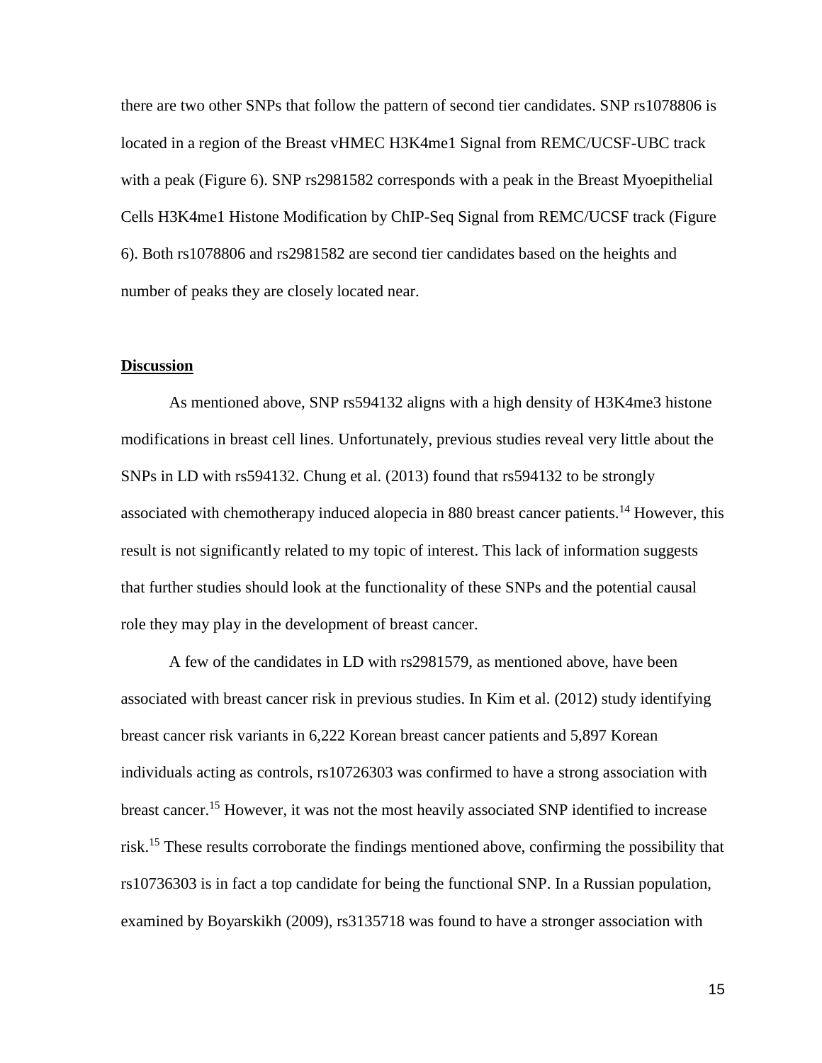there are two other SNPs that follow the pattern of second tier candidates. SNP rs1078806 is located in a region of the Breast vHMEC H3K4me1 Signal from REMC/UCSF-UBC track with a peak (Figure 6). SNP rs2981582 corresponds with a peak in the Breast Myoepithelial Cells H3K4me1 Histone Modification by ChIP-Seq Signal from REMC/UCSF track (Figure 6). Both rs1078806 and rs2981582 are second tier candidates based on the heights and number of peaks they are closely located near.

## Discussion

As mentioned above, SNP rs594132 aligns with a high density of H3K4me3 histone modifications in breast cell lines. Unfortunately, previous studies reveal very little about the SNPs in LD with rs594132. Chung et al. (2013) found that rs594132 to be strongly associated with chemotherapy induced alopecia in 880 breast cancer patients.[14] However, this result is not significantly related to my topic of interest. This lack of information suggests that further studies should look at the functionality of these SNPs and the potential causal role they may play in the development of breast cancer.

A few of the candidates in LD with rs2981579, as mentioned above, have been associated with breast cancer risk in previous studies. In Kim et al. (2012) study identifying breast cancer risk variants in 6,222 Korean breast cancer patients and 5,897 Korean individuals acting as controls, rs10726303 was confirmed to have a strong association with breast cancer.[15] However, it was not the most heavily associated SNP identified to increase risk.[15] These results corroborate the findings mentioned above, confirming the possibility that rs10736303 is in fact a top candidate for being the functional SNP. In a Russian population, examined by Boyarskikh (2009), rs3135718 was found to have a stronger association with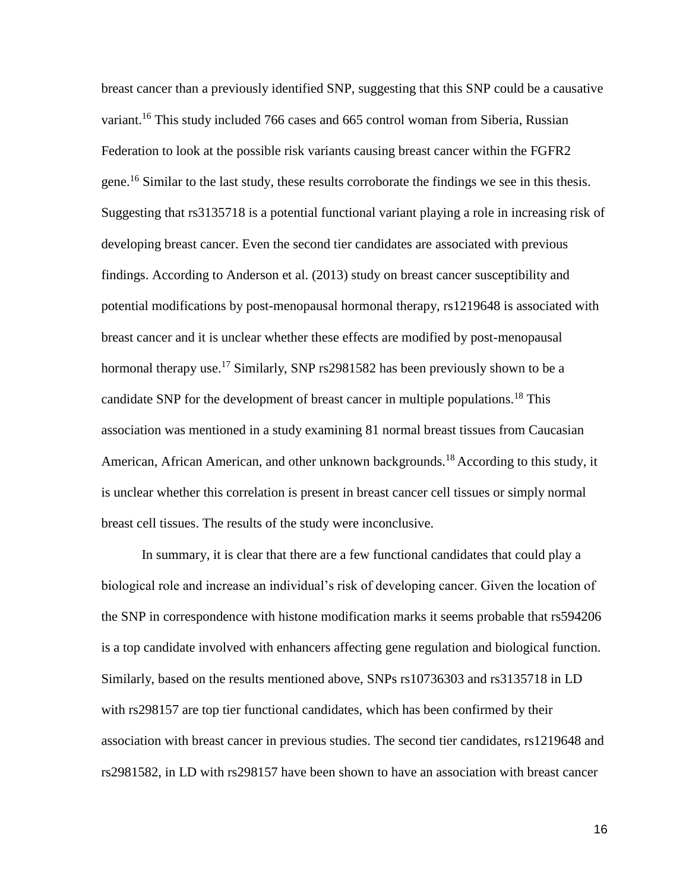breast cancer than a previously identified SNP, suggesting that this SNP could be a causative variant.[16] This study included 766 cases and 665 control woman from Siberia, Russian Federation to look at the possible risk variants causing breast cancer within the FGFR2 gene.[16] Similar to the last study, these results corroborate the findings we see in this thesis. Suggesting that rs3135718 is a potential functional variant playing a role in increasing risk of developing breast cancer. Even the second tier candidates are associated with previous findings. According to Anderson et al. (2013) study on breast cancer susceptibility and potential modifications by post-menopausal hormonal therapy, rs1219648 is associated with breast cancer and it is unclear whether these effects are modified by post-menopausal hormonal therapy use.[17] Similarly, SNP rs2981582 has been previously shown to be a candidate SNP for the development of breast cancer in multiple populations.[18] This association was mentioned in a study examining 81 normal breast tissues from Caucasian American, African American, and other unknown backgrounds.[18] According to this study, it is unclear whether this correlation is present in breast cancer cell tissues or simply normal breast cell tissues. The results of the study were inconclusive.

In summary, it is clear that there are a few functional candidates that could play a biological role and increase an individual's risk of developing cancer. Given the location of the SNP in correspondence with histone modification marks it seems probable that rs594206 is a top candidate involved with enhancers affecting gene regulation and biological function. Similarly, based on the results mentioned above, SNPs rs10736303 and rs3135718 in LD with rs298157 are top tier functional candidates, which has been confirmed by their association with breast cancer in previous studies. The second tier candidates, rs1219648 and rs2981582, in LD with rs298157 have been shown to have an association with breast cancer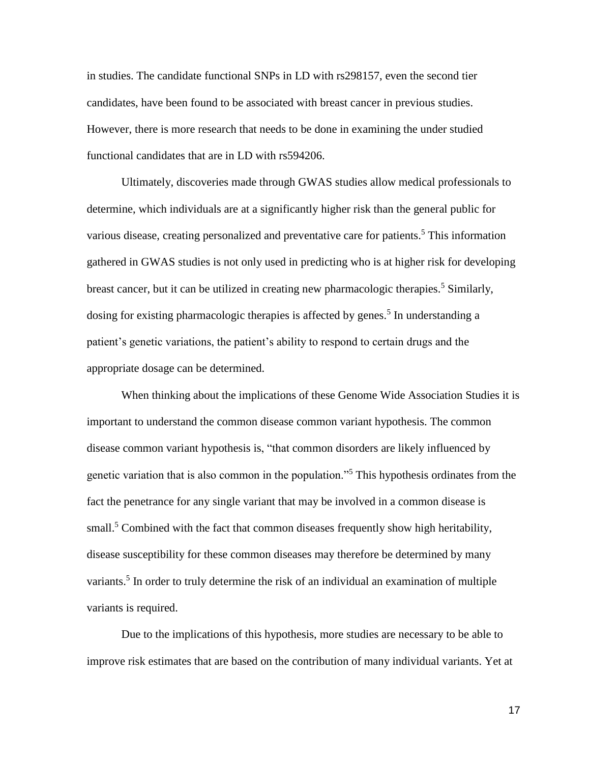in studies. The candidate functional SNPs in LD with rs298157, even the second tier candidates, have been found to be associated with breast cancer in previous studies. However, there is more research that needs to be done in examining the under studied functional candidates that are in LD with rs594206.

Ultimately, discoveries made through GWAS studies allow medical professionals to determine, which individuals are at a significantly higher risk than the general public for various disease, creating personalized and preventative care for patients.[5] This information gathered in GWAS studies is not only used in predicting who is at higher risk for developing breast cancer, but it can be utilized in creating new pharmacologic therapies.[5] Similarly, dosing for existing pharmacologic therapies is affected by genes.[5] In understanding a patient's genetic variations, the patient's ability to respond to certain drugs and the appropriate dosage can be determined.

When thinking about the implications of these Genome Wide Association Studies it is important to understand the common disease common variant hypothesis. The common disease common variant hypothesis is, "that common disorders are likely influenced by genetic variation that is also common in the population."[5] This hypothesis ordinates from the fact the penetrance for any single variant that may be involved in a common disease is small.[5] Combined with the fact that common diseases frequently show high heritability, disease susceptibility for these common diseases may therefore be determined by many variants.[5] In order to truly determine the risk of an individual an examination of multiple variants is required.

Due to the implications of this hypothesis, more studies are necessary to be able to improve risk estimates that are based on the contribution of many individual variants. Yet at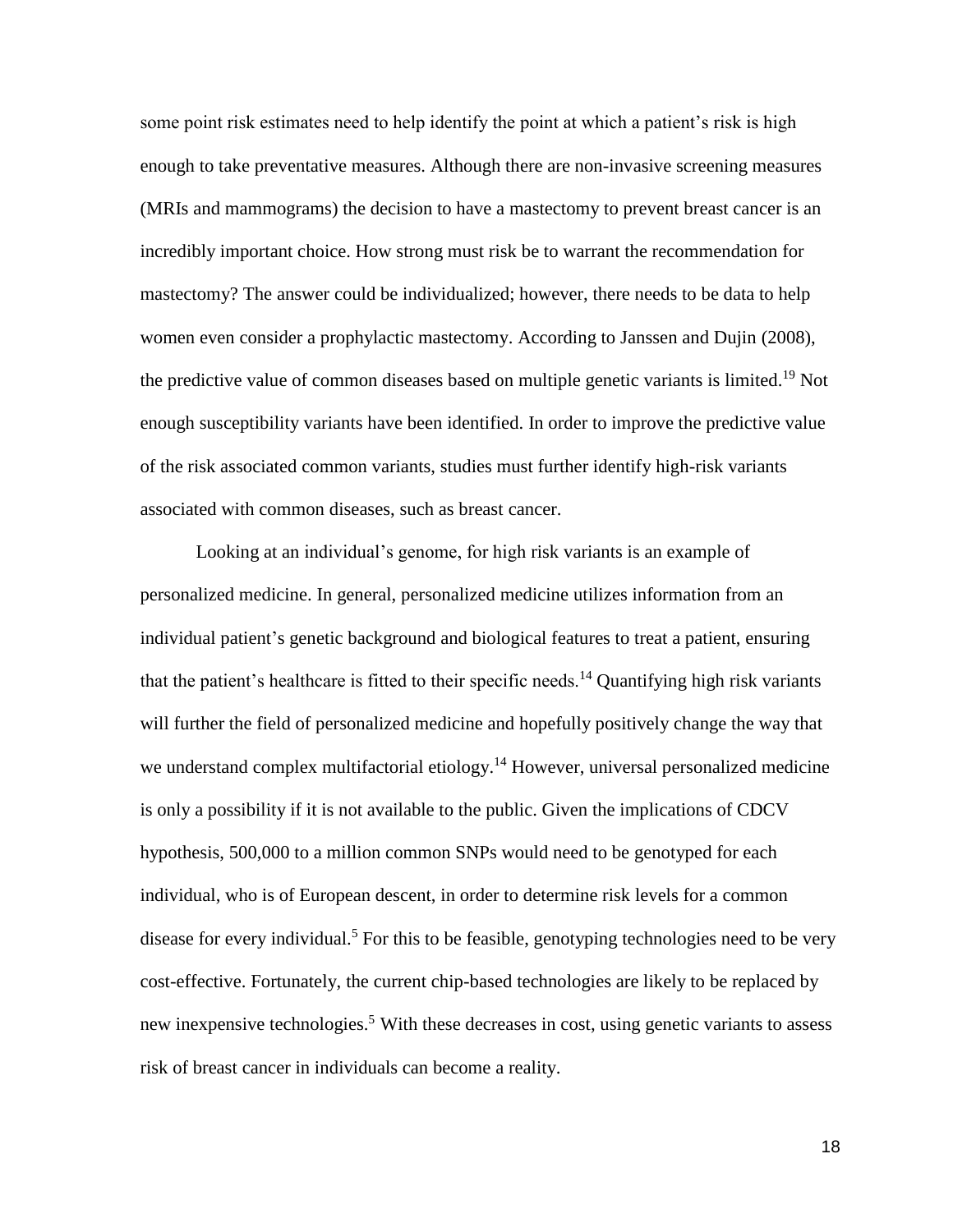some point risk estimates need to help identify the point at which a patient's risk is high enough to take preventative measures. Although there are non-invasive screening measures (MRIs and mammograms) the decision to have a mastectomy to prevent breast cancer is an incredibly important choice. How strong must risk be to warrant the recommendation for mastectomy? The answer could be individualized; however, there needs to be data to help women even consider a prophylactic mastectomy. According to Janssen and Dujin (2008), the predictive value of common diseases based on multiple genetic variants is limited.[19] Not enough susceptibility variants have been identified. In order to improve the predictive value of the risk associated common variants, studies must further identify high-risk variants associated with common diseases, such as breast cancer.

Looking at an individual's genome, for high risk variants is an example of personalized medicine. In general, personalized medicine utilizes information from an individual patient's genetic background and biological features to treat a patient, ensuring that the patient's healthcare is fitted to their specific needs.[14] Quantifying high risk variants will further the field of personalized medicine and hopefully positively change the way that we understand complex multifactorial etiology.[14] However, universal personalized medicine is only a possibility if it is not available to the public. Given the implications of CDCV hypothesis, 500,000 to a million common SNPs would need to be genotyped for each individual, who is of European descent, in order to determine risk levels for a common disease for every individual.[5] For this to be feasible, genotyping technologies need to be very cost-effective. Fortunately, the current chip-based technologies are likely to be replaced by new inexpensive technologies.[5] With these decreases in cost, using genetic variants to assess risk of breast cancer in individuals can become a reality.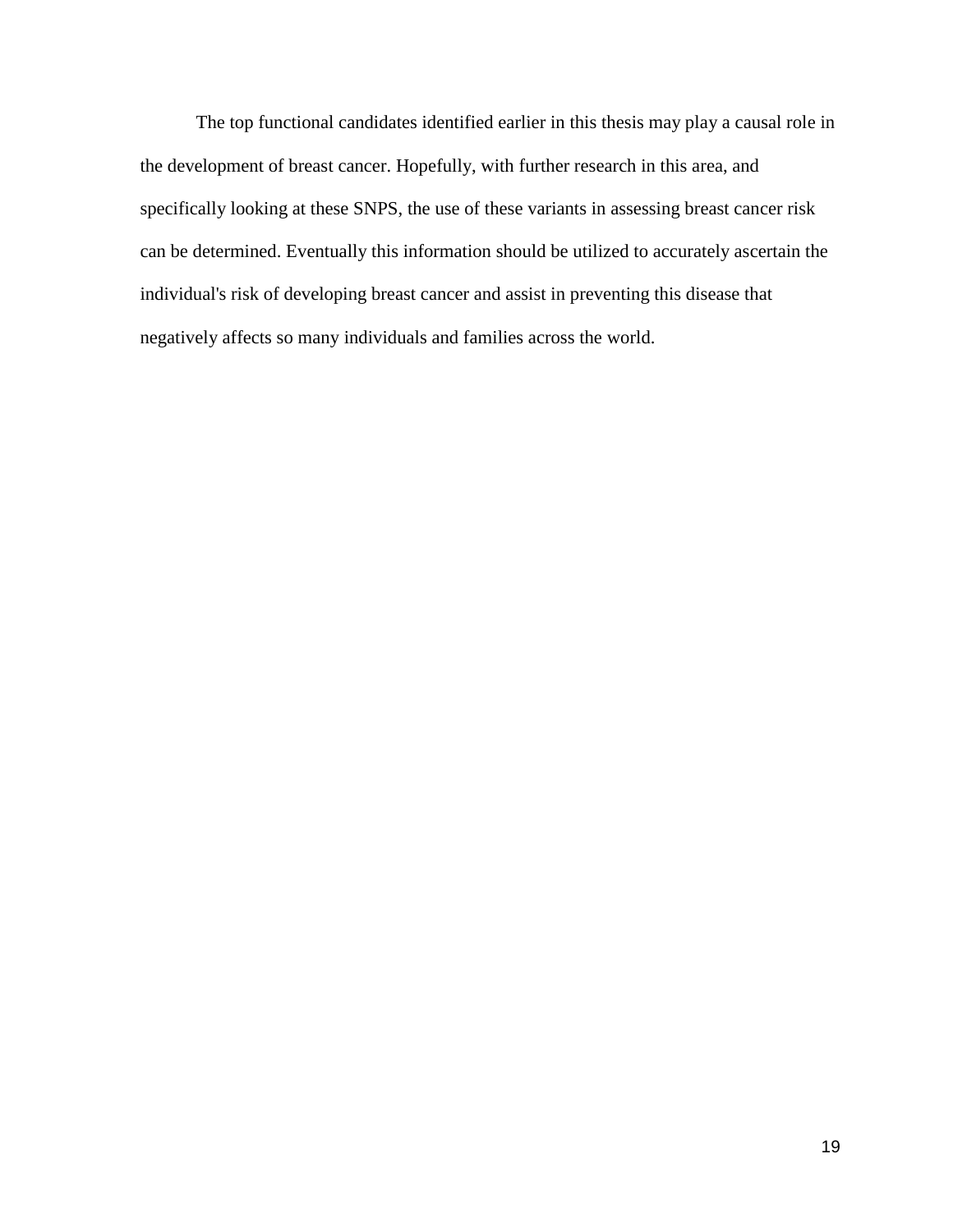The top functional candidates identified earlier in this thesis may play a causal role in the development of breast cancer. Hopefully, with further research in this area, and specifically looking at these SNPS, the use of these variants in assessing breast cancer risk can be determined. Eventually this information should be utilized to accurately ascertain the individual's risk of developing breast cancer and assist in preventing this disease that negatively affects so many individuals and families across the world.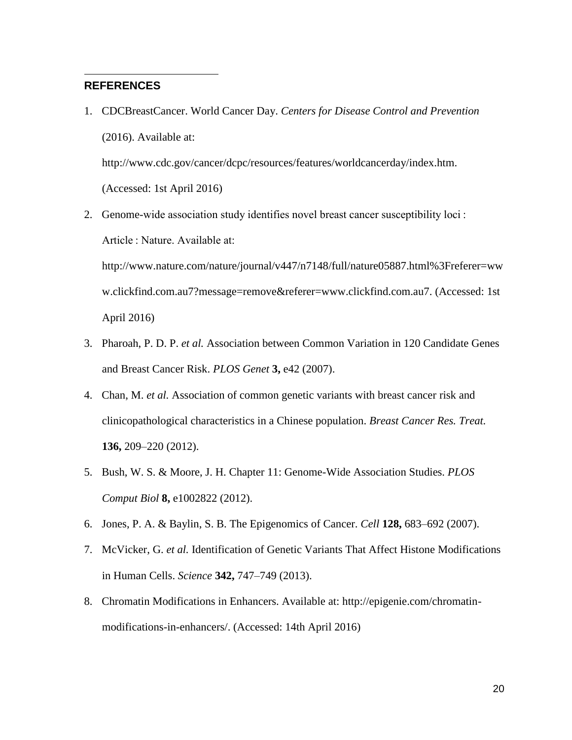## REFERENCES

1. CDCBreastCancer. World Cancer Day. *Centers for Disease Control and Prevention* (2016). Available at: http://www.cdc.gov/cancer/dcpc/resources/features/worldcancerday/index.htm. (Accessed: 1st April 2016)
2. Genome-wide association study identifies novel breast cancer susceptibility loci : Article : Nature. Available at: http://www.nature.com/nature/journal/v447/n7148/full/nature05887.html%3Freferer=www.clickfind.com.au7?message=remove&referer=www.clickfind.com.au7. (Accessed: 1st April 2016)
3. Pharoah, P. D. P. *et al.* Association between Common Variation in 120 Candidate Genes and Breast Cancer Risk. *PLOS Genet* **3,** e42 (2007).
4. Chan, M. *et al.* Association of common genetic variants with breast cancer risk and clinicopathological characteristics in a Chinese population. *Breast Cancer Res. Treat.* **136,** 209–220 (2012).
5. Bush, W. S. & Moore, J. H. Chapter 11: Genome-Wide Association Studies. *PLOS Comput Biol* **8,** e1002822 (2012).
6. Jones, P. A. & Baylin, S. B. The Epigenomics of Cancer. *Cell* **128,** 683–692 (2007).
7. McVicker, G. *et al.* Identification of Genetic Variants That Affect Histone Modifications in Human Cells. *Science* **342,** 747–749 (2013).
8. Chromatin Modifications in Enhancers. Available at: http://epigenie.com/chromatin-modifications-in-enhancers/. (Accessed: 14th April 2016)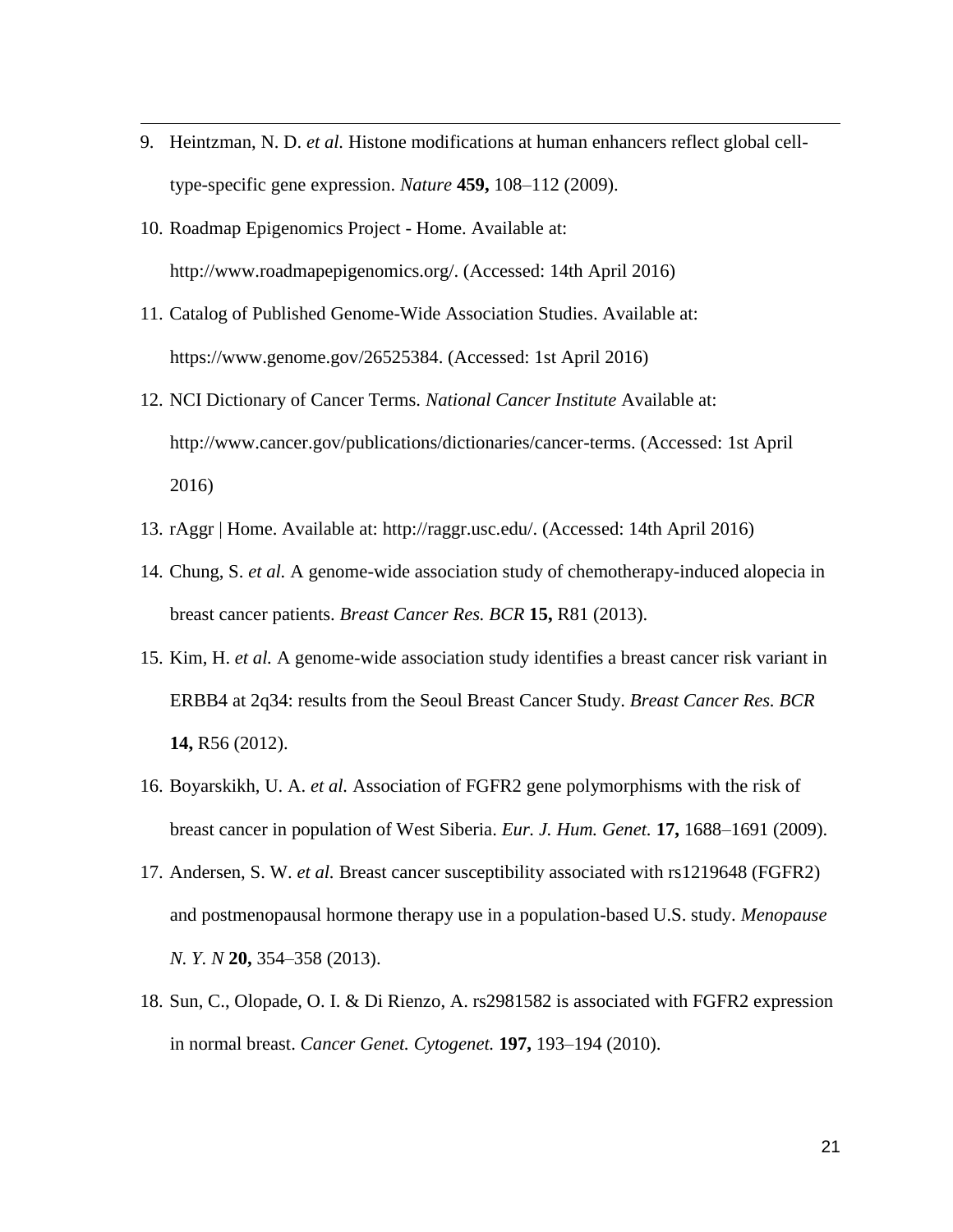9. Heintzman, N. D. *et al.* Histone modifications at human enhancers reflect global cell-type-specific gene expression. *Nature* **459,** 108–112 (2009).
10. Roadmap Epigenomics Project - Home. Available at: http://www.roadmapepigenomics.org/. (Accessed: 14th April 2016)
11. Catalog of Published Genome-Wide Association Studies. Available at: https://www.genome.gov/26525384. (Accessed: 1st April 2016)
12. NCI Dictionary of Cancer Terms. *National Cancer Institute* Available at: http://www.cancer.gov/publications/dictionaries/cancer-terms. (Accessed: 1st April 2016)
13. rAggr | Home. Available at: http://raggr.usc.edu/. (Accessed: 14th April 2016)
14. Chung, S. *et al.* A genome-wide association study of chemotherapy-induced alopecia in breast cancer patients. *Breast Cancer Res. BCR* **15,** R81 (2013).
15. Kim, H. *et al.* A genome-wide association study identifies a breast cancer risk variant in ERBB4 at 2q34: results from the Seoul Breast Cancer Study. *Breast Cancer Res. BCR* **14,** R56 (2012).
16. Boyarskikh, U. A. *et al.* Association of FGFR2 gene polymorphisms with the risk of breast cancer in population of West Siberia. *Eur. J. Hum. Genet.* **17,** 1688–1691 (2009).
17. Andersen, S. W. *et al.* Breast cancer susceptibility associated with rs1219648 (FGFR2) and postmenopausal hormone therapy use in a population-based U.S. study. *Menopause N. Y. N* **20,** 354–358 (2013).
18. Sun, C., Olopade, O. I. & Di Rienzo, A. rs2981582 is associated with FGFR2 expression in normal breast. *Cancer Genet. Cytogenet.* **197,** 193–194 (2010).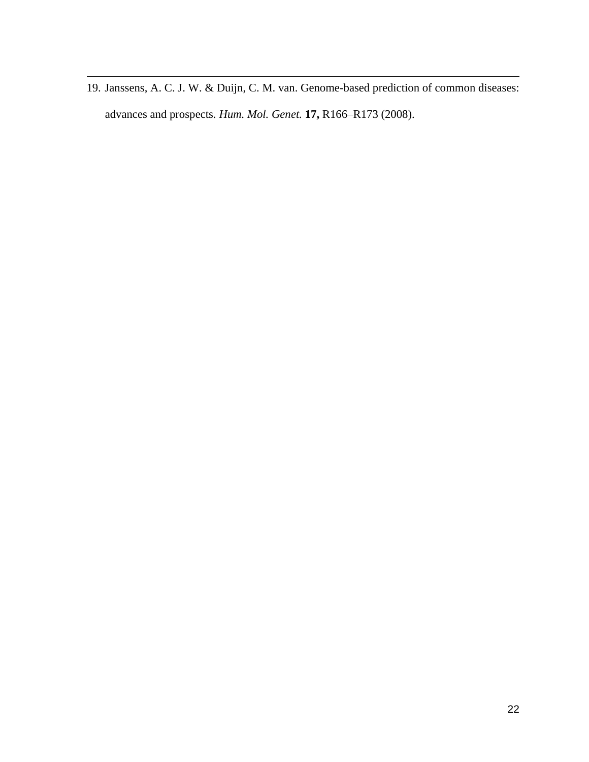19. Janssens, A. C. J. W. & Duijn, C. M. van. Genome-based prediction of common diseases: advances and prospects. *Hum. Mol. Genet.* **17,** R166–R173 (2008).